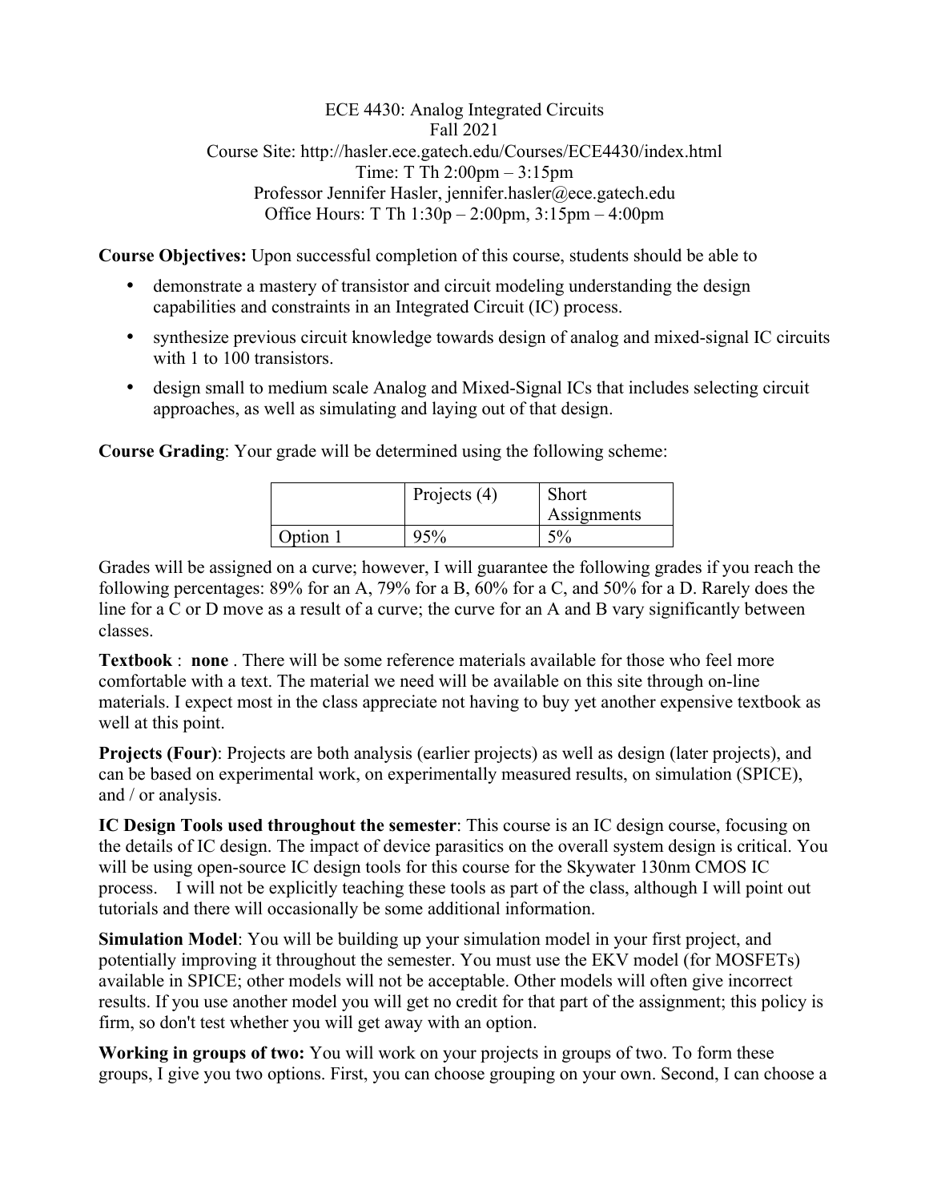ECE 4430: Analog Integrated Circuits
Fall 2021
Course Site: http://hasler.ece.gatech.edu/Courses/ECE4430/index.html
Time: T Th 2:00pm – 3:15pm
Professor Jennifer Hasler, jennifer.hasler@ece.gatech.edu
Office Hours: T Th 1:30p – 2:00pm, 3:15pm – 4:00pm

**Course Objectives:** Upon successful completion of this course, students should be able to

- demonstrate a mastery of transistor and circuit modeling understanding the design capabilities and constraints in an Integrated Circuit (IC) process.
- synthesize previous circuit knowledge towards design of analog and mixed-signal IC circuits with 1 to 100 transistors.
- design small to medium scale Analog and Mixed-Signal ICs that includes selecting circuit approaches, as well as simulating and laying out of that design.

**Course Grading**: Your grade will be determined using the following scheme:

| | Projects (4) | Short Assignments |
|---|---|---|
| Option 1 | 95% | 5% |

Grades will be assigned on a curve; however, I will guarantee the following grades if you reach the following percentages: 89% for an A, 79% for a B, 60% for a C, and 50% for a D. Rarely does the line for a C or D move as a result of a curve; the curve for an A and B vary significantly between classes.

**Textbook** : **none** . There will be some reference materials available for those who feel more comfortable with a text. The material we need will be available on this site through on-line materials. I expect most in the class appreciate not having to buy yet another expensive textbook as well at this point.

**Projects (Four)**: Projects are both analysis (earlier projects) as well as design (later projects), and can be based on experimental work, on experimentally measured results, on simulation (SPICE), and / or analysis.

**IC Design Tools used throughout the semester**: This course is an IC design course, focusing on the details of IC design. The impact of device parasitics on the overall system design is critical. You will be using open-source IC design tools for this course for the Skywater 130nm CMOS IC process. I will not be explicitly teaching these tools as part of the class, although I will point out tutorials and there will occasionally be some additional information.

**Simulation Model**: You will be building up your simulation model in your first project, and potentially improving it throughout the semester. You must use the EKV model (for MOSFETs) available in SPICE; other models will not be acceptable. Other models will often give incorrect results. If you use another model you will get no credit for that part of the assignment; this policy is firm, so don't test whether you will get away with an option.

**Working in groups of two:** You will work on your projects in groups of two. To form these groups, I give you two options. First, you can choose grouping on your own. Second, I can choose a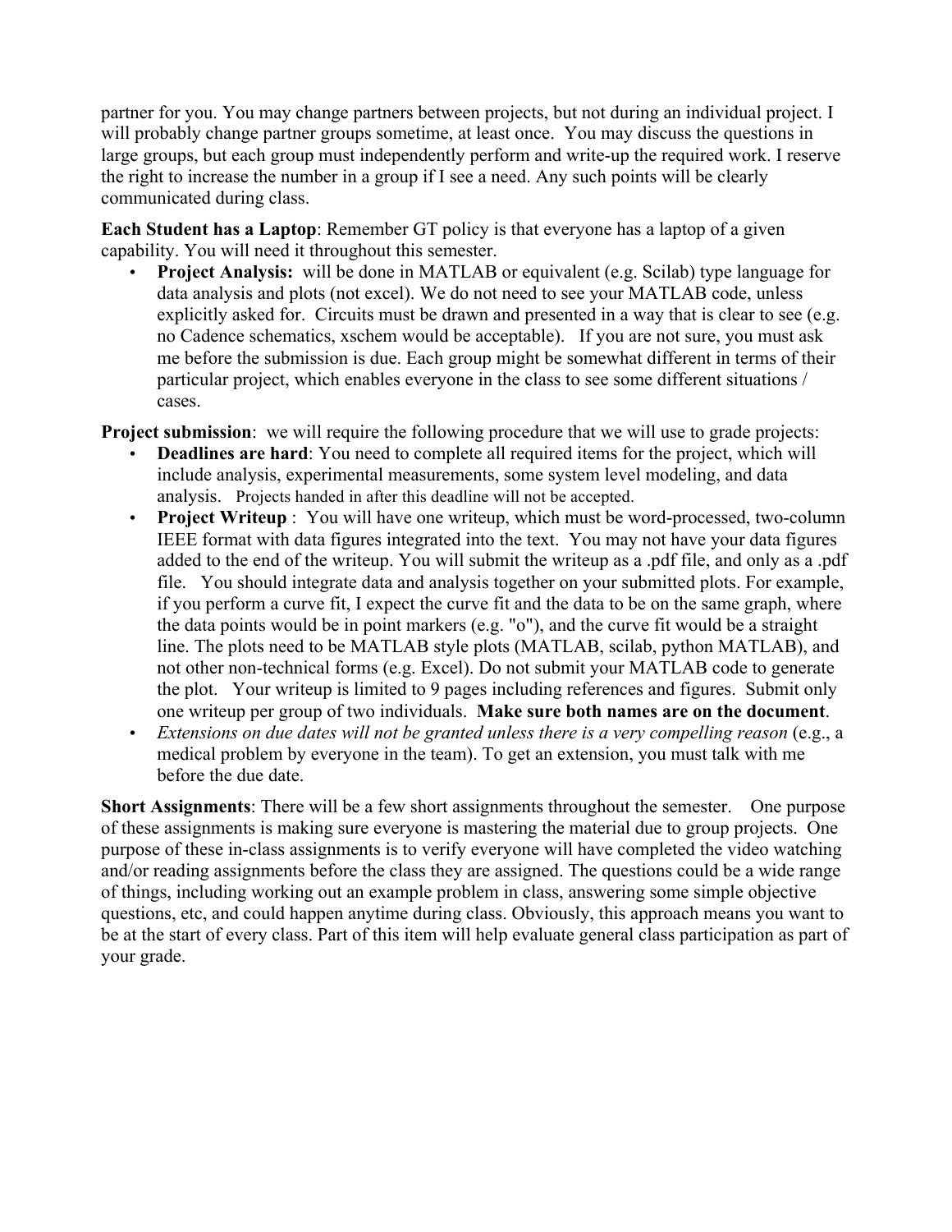partner for you. You may change partners between projects, but not during an individual project. I will probably change partner groups sometime, at least once. You may discuss the questions in large groups, but each group must independently perform and write-up the required work. I reserve the right to increase the number in a group if I see a need. Any such points will be clearly communicated during class.

**Each Student has a Laptop**: Remember GT policy is that everyone has a laptop of a given capability. You will need it throughout this semester.

- **Project Analysis:** will be done in MATLAB or equivalent (e.g. Scilab) type language for data analysis and plots (not excel). We do not need to see your MATLAB code, unless explicitly asked for. Circuits must be drawn and presented in a way that is clear to see (e.g. no Cadence schematics, xschem would be acceptable). If you are not sure, you must ask me before the submission is due. Each group might be somewhat different in terms of their particular project, which enables everyone in the class to see some different situations / cases.

**Project submission**: we will require the following procedure that we will use to grade projects:

- **Deadlines are hard**: You need to complete all required items for the project, which will include analysis, experimental measurements, some system level modeling, and data analysis. Projects handed in after this deadline will not be accepted.
- **Project Writeup** : You will have one writeup, which must be word-processed, two-column IEEE format with data figures integrated into the text. You may not have your data figures added to the end of the writeup. You will submit the writeup as a .pdf file, and only as a .pdf file. You should integrate data and analysis together on your submitted plots. For example, if you perform a curve fit, I expect the curve fit and the data to be on the same graph, where the data points would be in point markers (e.g. "o"), and the curve fit would be a straight line. The plots need to be MATLAB style plots (MATLAB, scilab, python MATLAB), and not other non-technical forms (e.g. Excel). Do not submit your MATLAB code to generate the plot. Your writeup is limited to 9 pages including references and figures. Submit only one writeup per group of two individuals. **Make sure both names are on the document**.
- *Extensions on due dates will not be granted unless there is a very compelling reason* (e.g., a medical problem by everyone in the team). To get an extension, you must talk with me before the due date.

**Short Assignments**: There will be a few short assignments throughout the semester. One purpose of these assignments is making sure everyone is mastering the material due to group projects. One purpose of these in-class assignments is to verify everyone will have completed the video watching and/or reading assignments before the class they are assigned. The questions could be a wide range of things, including working out an example problem in class, answering some simple objective questions, etc, and could happen anytime during class. Obviously, this approach means you want to be at the start of every class. Part of this item will help evaluate general class participation as part of your grade.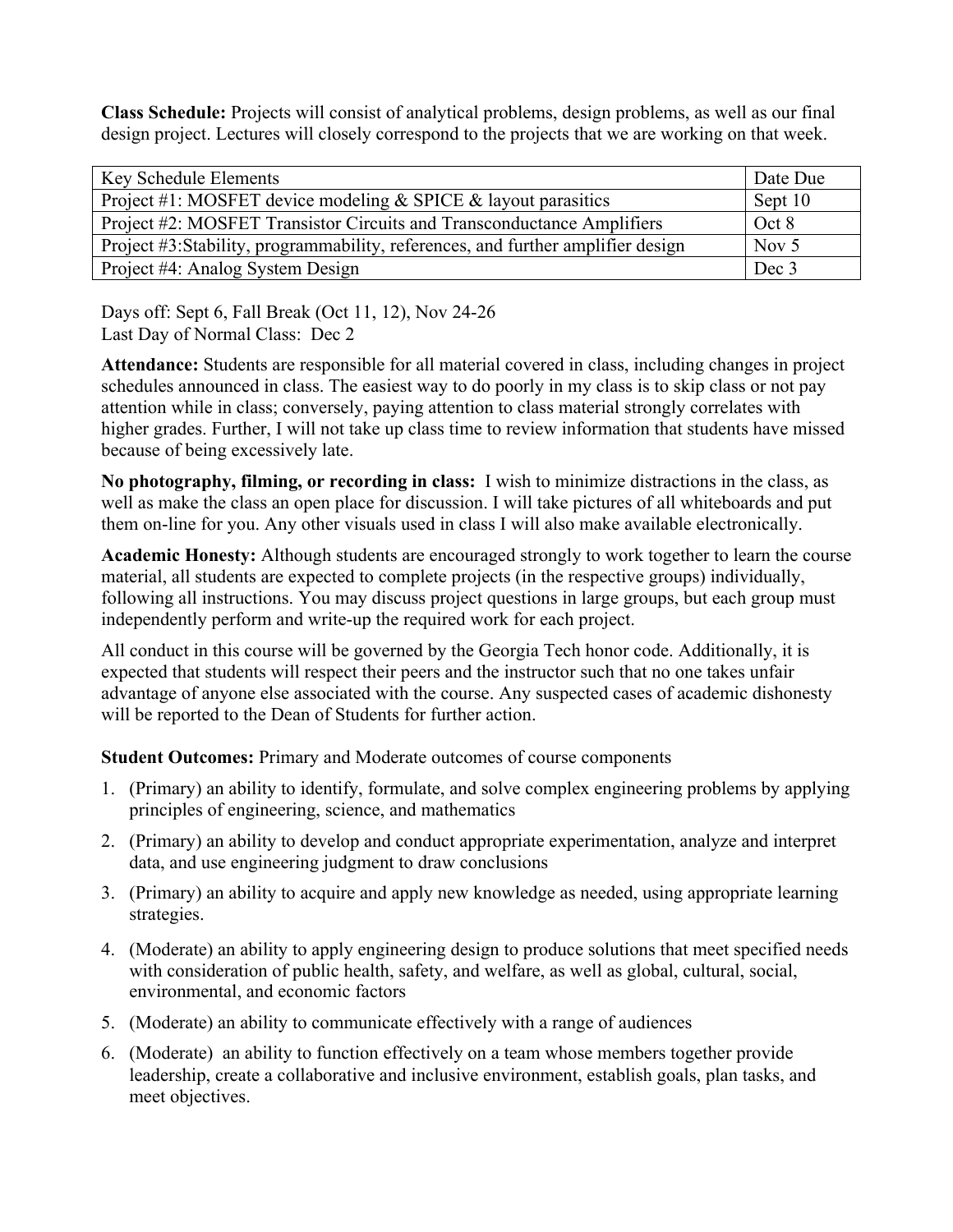**Class Schedule:** Projects will consist of analytical problems, design problems, as well as our final design project. Lectures will closely correspond to the projects that we are working on that week.

| Key Schedule Elements | Date Due |
| --- | --- |
| Project #1: MOSFET device modeling & SPICE & layout parasitics | Sept 10 |
| Project #2: MOSFET Transistor Circuits and Transconductance Amplifiers | Oct 8 |
| Project #3:Stability, programmability, references, and further amplifier design | Nov 5 |
| Project #4: Analog System Design | Dec 3 |

Days off: Sept 6, Fall Break (Oct 11, 12), Nov 24-26
Last Day of Normal Class: Dec 2

**Attendance:** Students are responsible for all material covered in class, including changes in project schedules announced in class. The easiest way to do poorly in my class is to skip class or not pay attention while in class; conversely, paying attention to class material strongly correlates with higher grades. Further, I will not take up class time to review information that students have missed because of being excessively late.

**No photography, filming, or recording in class:** I wish to minimize distractions in the class, as well as make the class an open place for discussion. I will take pictures of all whiteboards and put them on-line for you. Any other visuals used in class I will also make available electronically.

**Academic Honesty:** Although students are encouraged strongly to work together to learn the course material, all students are expected to complete projects (in the respective groups) individually, following all instructions. You may discuss project questions in large groups, but each group must independently perform and write-up the required work for each project.

All conduct in this course will be governed by the Georgia Tech honor code. Additionally, it is expected that students will respect their peers and the instructor such that no one takes unfair advantage of anyone else associated with the course. Any suspected cases of academic dishonesty will be reported to the Dean of Students for further action.

**Student Outcomes:** Primary and Moderate outcomes of course components

1. (Primary) an ability to identify, formulate, and solve complex engineering problems by applying principles of engineering, science, and mathematics
2. (Primary) an ability to develop and conduct appropriate experimentation, analyze and interpret data, and use engineering judgment to draw conclusions
3. (Primary) an ability to acquire and apply new knowledge as needed, using appropriate learning strategies.
4. (Moderate) an ability to apply engineering design to produce solutions that meet specified needs with consideration of public health, safety, and welfare, as well as global, cultural, social, environmental, and economic factors
5. (Moderate) an ability to communicate effectively with a range of audiences
6. (Moderate) an ability to function effectively on a team whose members together provide leadership, create a collaborative and inclusive environment, establish goals, plan tasks, and meet objectives.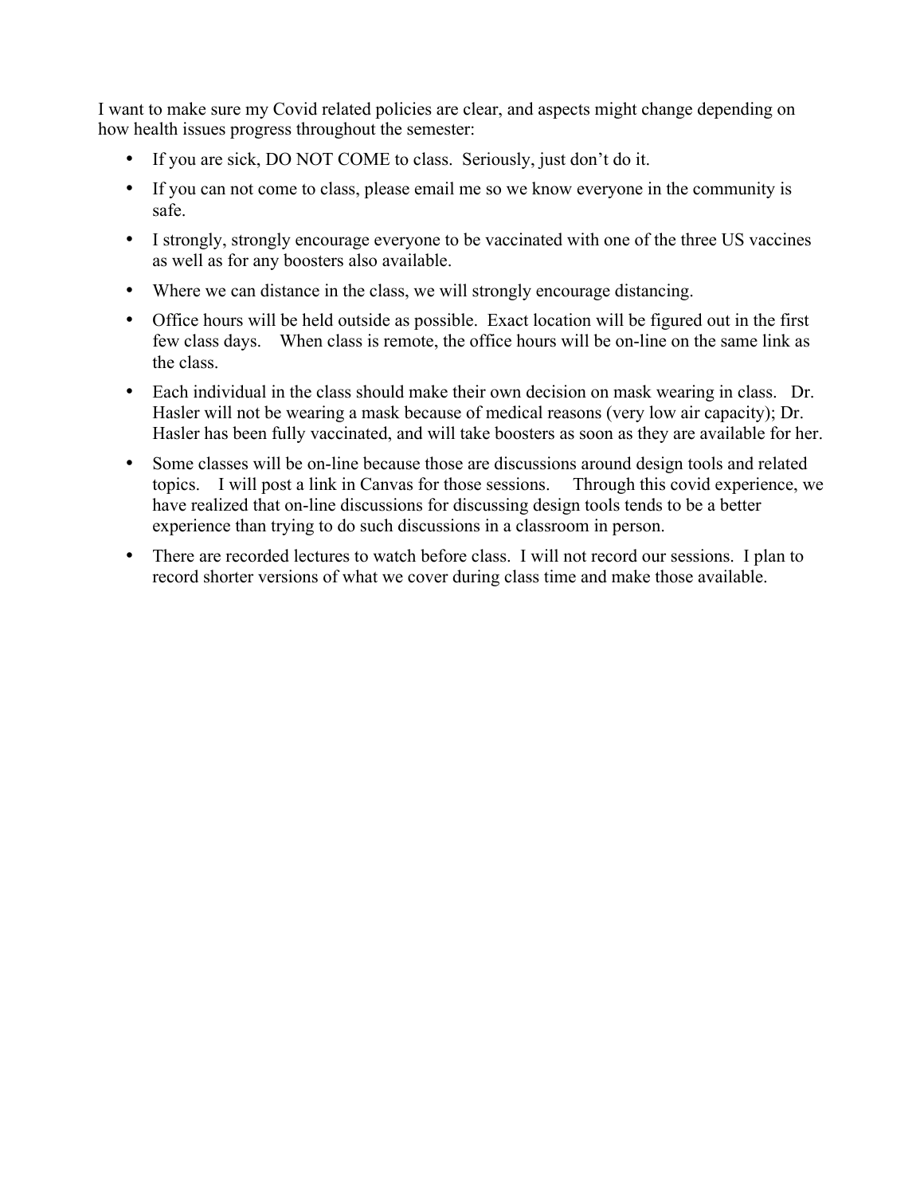I want to make sure my Covid related policies are clear, and aspects might change depending on how health issues progress throughout the semester:

- If you are sick, DO NOT COME to class. Seriously, just don't do it.
- If you can not come to class, please email me so we know everyone in the community is safe.
- I strongly, strongly encourage everyone to be vaccinated with one of the three US vaccines as well as for any boosters also available.
- Where we can distance in the class, we will strongly encourage distancing.
- Office hours will be held outside as possible. Exact location will be figured out in the first few class days. When class is remote, the office hours will be on-line on the same link as the class.
- Each individual in the class should make their own decision on mask wearing in class. Dr. Hasler will not be wearing a mask because of medical reasons (very low air capacity); Dr. Hasler has been fully vaccinated, and will take boosters as soon as they are available for her.
- Some classes will be on-line because those are discussions around design tools and related topics. I will post a link in Canvas for those sessions. Through this covid experience, we have realized that on-line discussions for discussing design tools tends to be a better experience than trying to do such discussions in a classroom in person.
- There are recorded lectures to watch before class. I will not record our sessions. I plan to record shorter versions of what we cover during class time and make those available.